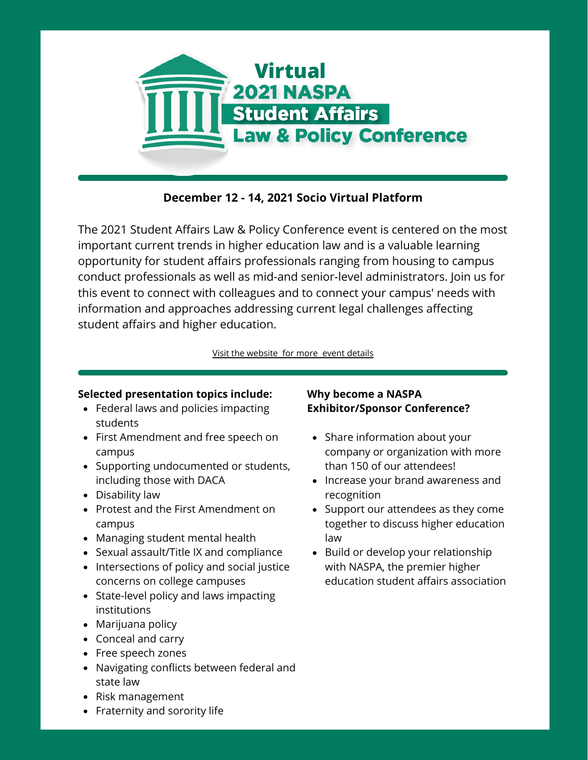# Virtual 2021 NASPA Student Affairs Law & Policy Conference

**December 12 - 14, 2021 Socio Virtual Platform**

The 2021 Student Affairs Law & Policy Conference event is centered on the most important current trends in higher education law and is a valuable learning opportunity for student affairs professionals ranging from housing to campus conduct professionals as well as mid-and senior-level administrators. Join us for this event to connect with colleagues and to connect your campus' needs with information and approaches addressing current legal challenges affecting student affairs and higher education.

Visit the website for more event details

**Selected presentation topics include:**

- Federal laws and policies impacting students
- First Amendment and free speech on campus
- Supporting undocumented or students, including those with DACA
- Disability law
- Protest and the First Amendment on campus
- Managing student mental health
- Sexual assault/Title IX and compliance
- Intersections of policy and social justice concerns on college campuses
- State-level policy and laws impacting institutions
- Marijuana policy
- Conceal and carry
- Free speech zones
- Navigating conflicts between federal and state law
- Risk management
- Fraternity and sorority life

**Why become a NASPA Exhibitor/Sponsor Conference?**

- Share information about your company or organization with more than 150 of our attendees!
- Increase your brand awareness and recognition
- Support our attendees as they come together to discuss higher education law
- Build or develop your relationship with NASPA, the premier higher education student affairs association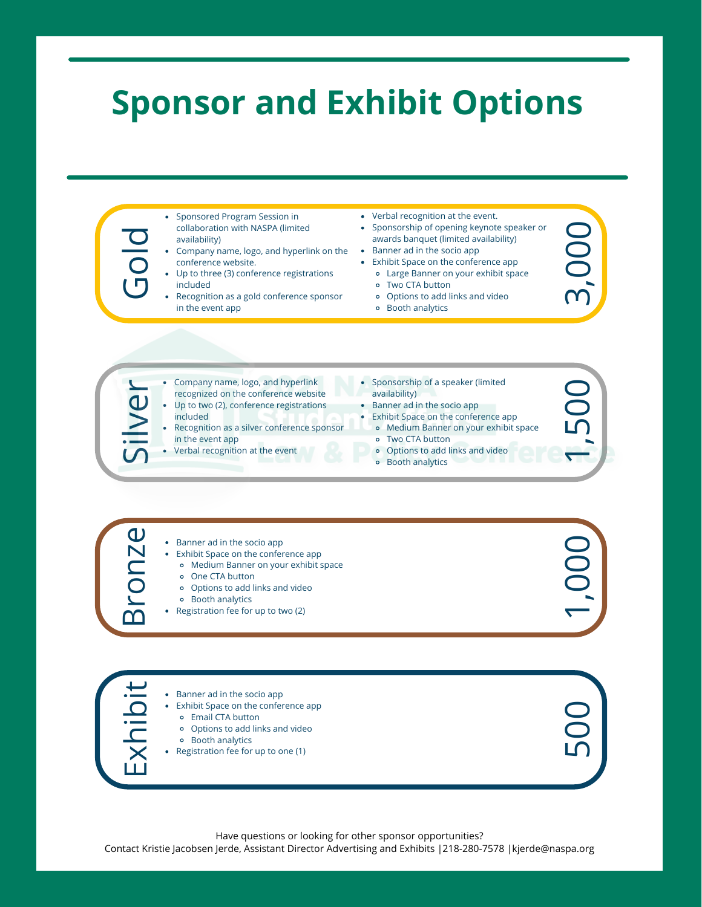# Sponsor and Exhibit Options

## Gold — 3,000

- Sponsored Program Session in collaboration with NASPA (limited availability)
- Company name, logo, and hyperlink on the conference website.
- Up to three (3) conference registrations included
- Recognition as a gold conference sponsor in the event app
- Verbal recognition at the event.
- Sponsorship of opening keynote speaker or awards banquet (limited availability)
- Banner ad in the socio app
- Exhibit Space on the conference app
  - Large Banner on your exhibit space
  - Two CTA button
  - Options to add links and video
  - Booth analytics

## Silver — 1,500

- Company name, logo, and hyperlink recognized on the conference website
- Up to two (2), conference registrations included
- Recognition as a silver conference sponsor in the event app
- Verbal recognition at the event
- Sponsorship of a speaker (limited availability)
- Banner ad in the socio app
- Exhibit Space on the conference app
  - Medium Banner on your exhibit space
  - Two CTA button
  - Options to add links and video
  - Booth analytics

## Bronze — 1,000

- Banner ad in the socio app
- Exhibit Space on the conference app
  - Medium Banner on your exhibit space
  - One CTA button
  - Options to add links and video
  - Booth analytics
- Registration fee for up to two (2)

## Exhibit — 500

- Banner ad in the socio app
- Exhibit Space on the conference app
  - Email CTA button
  - Options to add links and video
  - Booth analytics
- Registration fee for up to one (1)

Have questions or looking for other sponsor opportunities?
Contact Kristie Jacobsen Jerde, Assistant Director Advertising and Exhibits |218-280-7578 |kjerde@naspa.org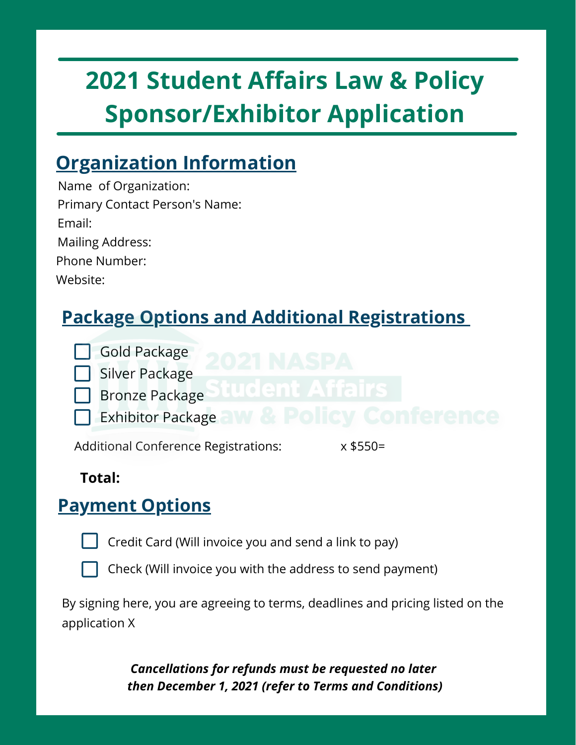# 2021 Student Affairs Law & Policy Sponsor/Exhibitor Application

## Organization Information

Name of Organization:

Primary Contact Person's Name:

Email:

Mailing Address:

Phone Number:

Website:

## Package Options and Additional Registrations

- ☐ Gold Package
- ☐ Silver Package
- ☐ Bronze Package
- ☐ Exhibitor Package

Additional Conference Registrations: x $550=

**Total:**

## Payment Options

- ☐ Credit Card (Will invoice you and send a link to pay)
- ☐ Check (Will invoice you with the address to send payment)

By signing here, you are agreeing to terms, deadlines and pricing listed on the application X

***Cancellations for refunds must be requested no later then December 1, 2021 (refer to Terms and Conditions)***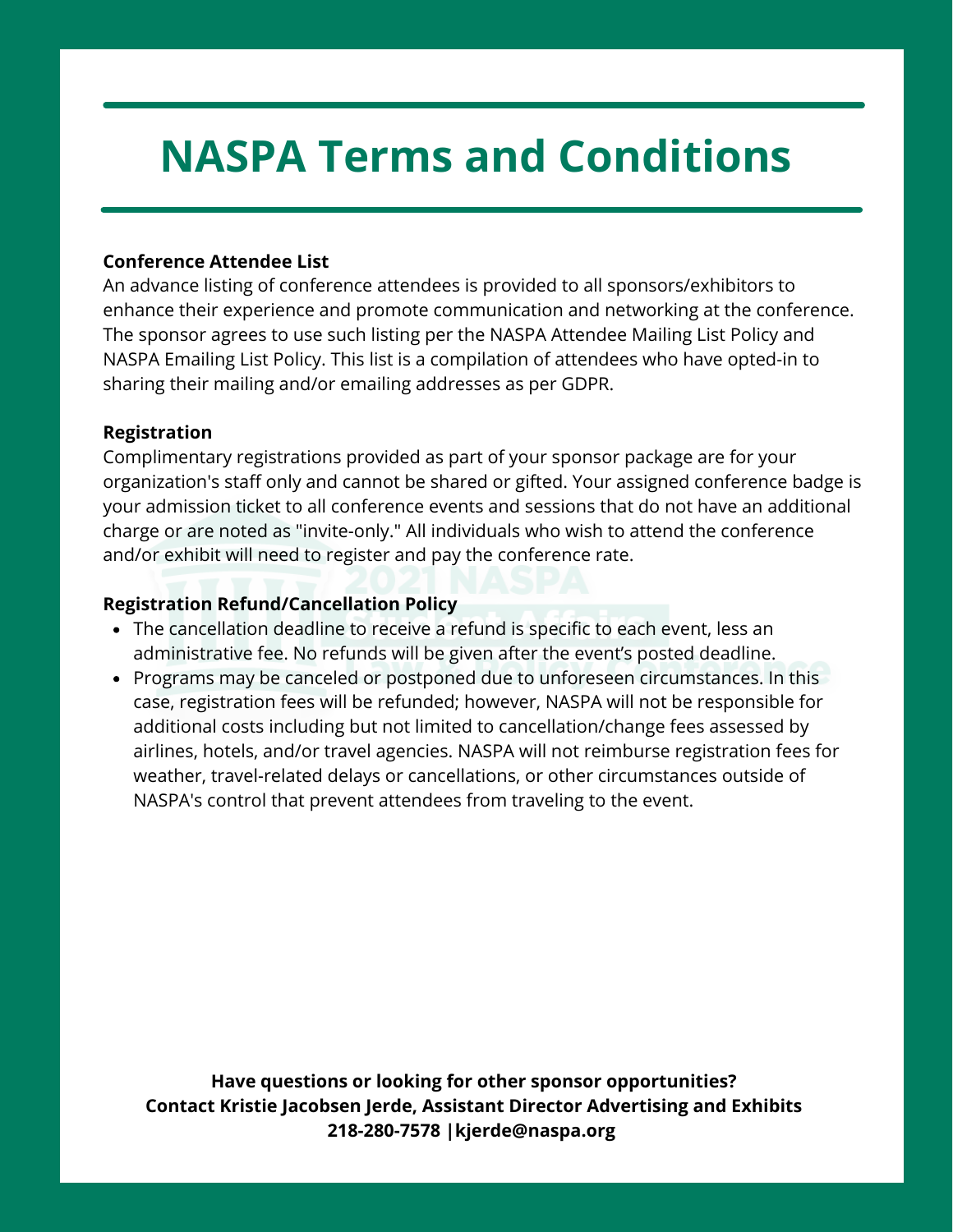# NASPA Terms and Conditions

**Conference Attendee List**

An advance listing of conference attendees is provided to all sponsors/exhibitors to enhance their experience and promote communication and networking at the conference. The sponsor agrees to use such listing per the NASPA Attendee Mailing List Policy and NASPA Emailing List Policy. This list is a compilation of attendees who have opted-in to sharing their mailing and/or emailing addresses as per GDPR.

**Registration**

Complimentary registrations provided as part of your sponsor package are for your organization's staff only and cannot be shared or gifted. Your assigned conference badge is your admission ticket to all conference events and sessions that do not have an additional charge or are noted as "invite-only." All individuals who wish to attend the conference and/or exhibit will need to register and pay the conference rate.

**Registration Refund/Cancellation Policy**

- The cancellation deadline to receive a refund is specific to each event, less an administrative fee. No refunds will be given after the event's posted deadline.
- Programs may be canceled or postponed due to unforeseen circumstances. In this case, registration fees will be refunded; however, NASPA will not be responsible for additional costs including but not limited to cancellation/change fees assessed by airlines, hotels, and/or travel agencies. NASPA will not reimburse registration fees for weather, travel-related delays or cancellations, or other circumstances outside of NASPA's control that prevent attendees from traveling to the event.

**Have questions or looking for other sponsor opportunities?**
**Contact Kristie Jacobsen Jerde, Assistant Director Advertising and Exhibits**
**218-280-7578 |kjerde@naspa.org**